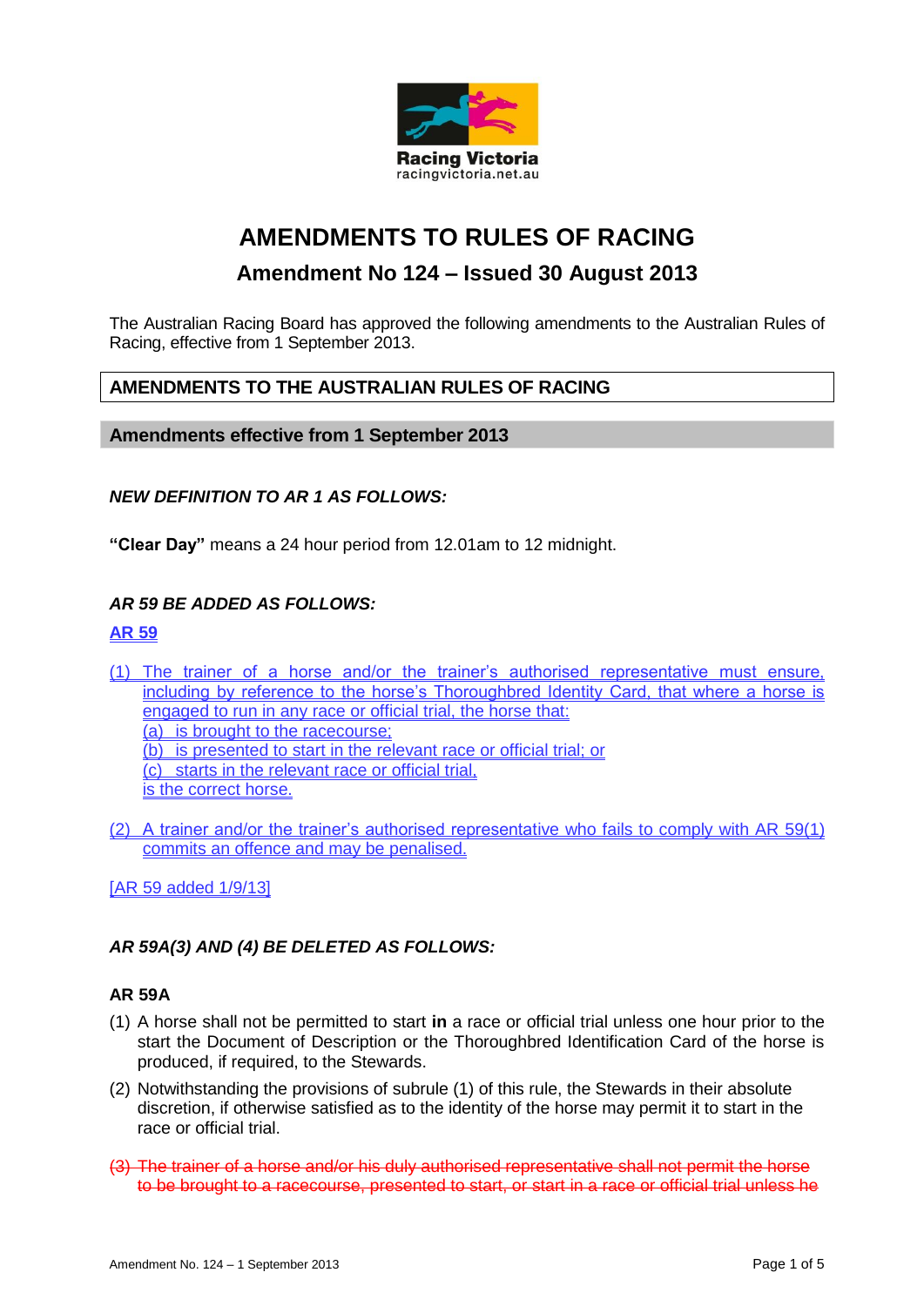Racing Victoria
racingvictoria.net.au

# AMENDMENTS TO RULES OF RACING

## Amendment No 124 – Issued 30 August 2013

The Australian Racing Board has approved the following amendments to the Australian Rules of Racing, effective from 1 September 2013.

## AMENDMENTS TO THE AUSTRALIAN RULES OF RACING

### Amendments effective from 1 September 2013

***NEW DEFINITION TO AR 1 AS FOLLOWS:***

**"Clear Day"** means a 24 hour period from 12.01am to 12 midnight.

***AR 59 BE ADDED AS FOLLOWS:***

**AR 59**

(1) The trainer of a horse and/or the trainer's authorised representative must ensure, including by reference to the horse's Thoroughbred Identity Card, that where a horse is engaged to run in any race or official trial, the horse that:
  (a) is brought to the racecourse;
  (b) is presented to start in the relevant race or official trial; or
  (c) starts in the relevant race or official trial,
  is the correct horse.

(2) A trainer and/or the trainer's authorised representative who fails to comply with AR 59(1) commits an offence and may be penalised.

[AR 59 added 1/9/13]

***AR 59A(3) AND (4) BE DELETED AS FOLLOWS:***

**AR 59A**

(1) A horse shall not be permitted to start **in** a race or official trial unless one hour prior to the start the Document of Description or the Thoroughbred Identification Card of the horse is produced, if required, to the Stewards.

(2) Notwithstanding the provisions of subrule (1) of this rule, the Stewards in their absolute discretion, if otherwise satisfied as to the identity of the horse may permit it to start in the race or official trial.

~~(3) The trainer of a horse and/or his duly authorised representative shall not permit the horse to be brought to a racecourse, presented to start, or start in a race or official trial unless he~~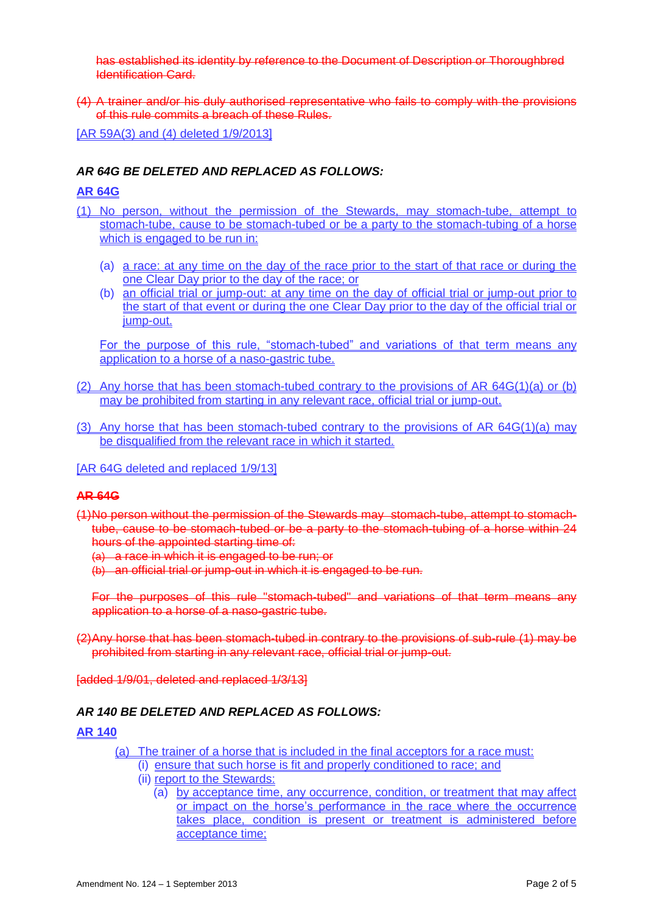~~has established its identity by reference to the Document of Description or Thoroughbred Identification Card.~~

~~(4) A trainer and/or his duly authorised representative who fails to comply with the provisions of this rule commits a breach of these Rules.~~

[AR 59A(3) and (4) deleted 1/9/2013]

***AR 64G BE DELETED AND REPLACED AS FOLLOWS:***

**AR 64G**

(1) No person, without the permission of the Stewards, may stomach-tube, attempt to stomach-tube, cause to be stomach-tubed or be a party to the stomach-tubing of a horse which is engaged to be run in:

(a) a race: at any time on the day of the race prior to the start of that race or during the one Clear Day prior to the day of the race; or
(b) an official trial or jump-out: at any time on the day of official trial or jump-out prior to the start of that event or during the one Clear Day prior to the day of the official trial or jump-out.

For the purpose of this rule, "stomach-tubed" and variations of that term means any application to a horse of a naso-gastric tube.

(2) Any horse that has been stomach-tubed contrary to the provisions of AR 64G(1)(a) or (b) may be prohibited from starting in any relevant race, official trial or jump-out.

(3) Any horse that has been stomach-tubed contrary to the provisions of AR 64G(1)(a) may be disqualified from the relevant race in which it started.

[AR 64G deleted and replaced 1/9/13]

~~**AR 64G**~~

~~(1)No person without the permission of the Stewards may stomach-tube, attempt to stomach-tube, cause to be stomach-tubed or be a party to the stomach-tubing of a horse within 24 hours of the appointed starting time of:~~
~~(a) a race in which it is engaged to be run; or~~
~~(b) an official trial or jump-out in which it is engaged to be run.~~

~~For the purposes of this rule "stomach-tubed" and variations of that term means any application to a horse of a naso-gastric tube.~~

~~(2)Any horse that has been stomach-tubed in contrary to the provisions of sub-rule (1) may be prohibited from starting in any relevant race, official trial or jump-out.~~

~~[added 1/9/01, deleted and replaced 1/3/13]~~

***AR 140 BE DELETED AND REPLACED AS FOLLOWS:***

**AR 140**

(a) The trainer of a horse that is included in the final acceptors for a race must:
(i) ensure that such horse is fit and properly conditioned to race; and
(ii) report to the Stewards:
(a) by acceptance time, any occurrence, condition, or treatment that may affect or impact on the horse's performance in the race where the occurrence takes place, condition is present or treatment is administered before acceptance time;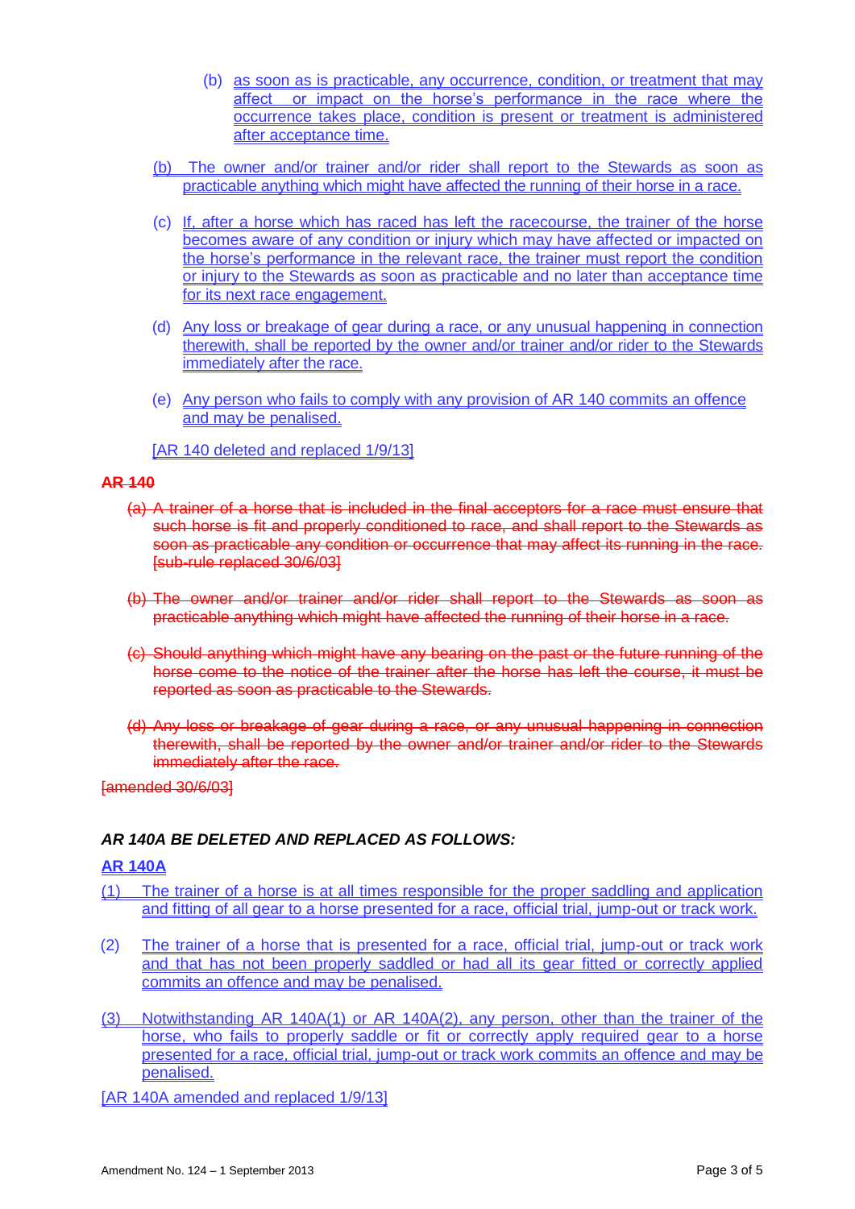(b) as soon as is practicable, any occurrence, condition, or treatment that may affect or impact on the horse's performance in the race where the occurrence takes place, condition is present or treatment is administered after acceptance time.

(b) The owner and/or trainer and/or rider shall report to the Stewards as soon as practicable anything which might have affected the running of their horse in a race.

(c) If, after a horse which has raced has left the racecourse, the trainer of the horse becomes aware of any condition or injury which may have affected or impacted on the horse's performance in the relevant race, the trainer must report the condition or injury to the Stewards as soon as practicable and no later than acceptance time for its next race engagement.

(d) Any loss or breakage of gear during a race, or any unusual happening in connection therewith, shall be reported by the owner and/or trainer and/or rider to the Stewards immediately after the race.

(e) Any person who fails to comply with any provision of AR 140 commits an offence and may be penalised.

[AR 140 deleted and replaced 1/9/13]

**~~AR 140~~**

~~(a) A trainer of a horse that is included in the final acceptors for a race must ensure that such horse is fit and properly conditioned to race, and shall report to the Stewards as soon as practicable any condition or occurrence that may affect its running in the race. [sub-rule replaced 30/6/03]~~

~~(b) The owner and/or trainer and/or rider shall report to the Stewards as soon as practicable anything which might have affected the running of their horse in a race.~~

~~(c) Should anything which might have any bearing on the past or the future running of the horse come to the notice of the trainer after the horse has left the course, it must be reported as soon as practicable to the Stewards.~~

~~(d) Any loss or breakage of gear during a race, or any unusual happening in connection therewith, shall be reported by the owner and/or trainer and/or rider to the Stewards immediately after the race.~~

~~[amended 30/6/03]~~

***AR 140A BE DELETED AND REPLACED AS FOLLOWS:***

**AR 140A**

(1) The trainer of a horse is at all times responsible for the proper saddling and application and fitting of all gear to a horse presented for a race, official trial, jump-out or track work.

(2) The trainer of a horse that is presented for a race, official trial, jump-out or track work and that has not been properly saddled or had all its gear fitted or correctly applied commits an offence and may be penalised.

(3) Notwithstanding AR 140A(1) or AR 140A(2), any person, other than the trainer of the horse, who fails to properly saddle or fit or correctly apply required gear to a horse presented for a race, official trial, jump-out or track work commits an offence and may be penalised.

[AR 140A amended and replaced 1/9/13]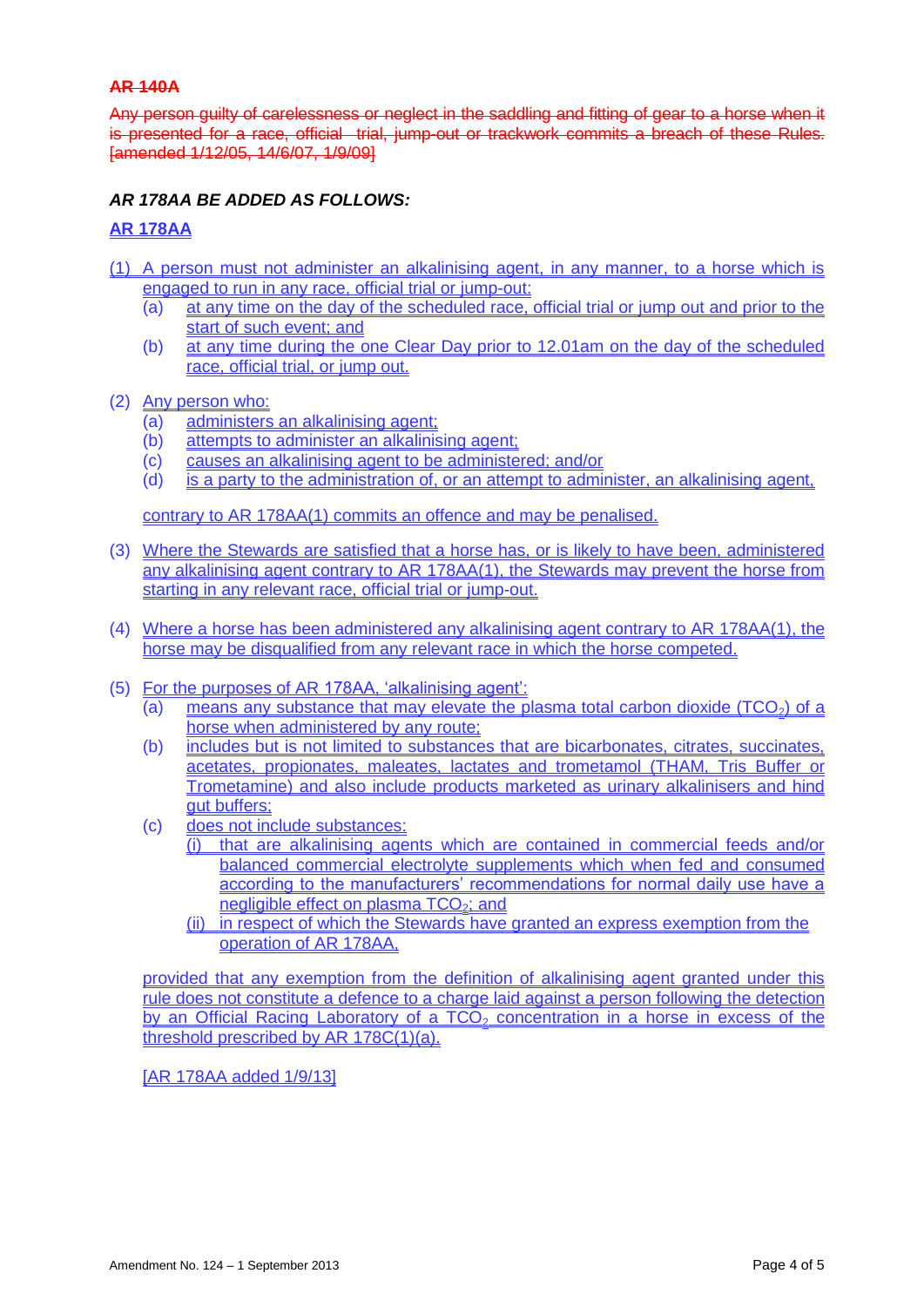~~**AR 140A**~~

~~Any person guilty of carelessness or neglect in the saddling and fitting of gear to a horse when it is presented for a race, official trial, jump-out or trackwork commits a breach of these Rules. [amended 1/12/05, 14/6/07, 1/9/09]~~

***AR 178AA BE ADDED AS FOLLOWS:***

**AR 178AA**

(1) A person must not administer an alkalinising agent, in any manner, to a horse which is engaged to run in any race, official trial or jump-out:
   (a) at any time on the day of the scheduled race, official trial or jump out and prior to the start of such event; and
   (b) at any time during the one Clear Day prior to 12.01am on the day of the scheduled race, official trial, or jump out.

(2) Any person who:
   (a) administers an alkalinising agent;
   (b) attempts to administer an alkalinising agent;
   (c) causes an alkalinising agent to be administered; and/or
   (d) is a party to the administration of, or an attempt to administer, an alkalinising agent,

   contrary to AR 178AA(1) commits an offence and may be penalised.

(3) Where the Stewards are satisfied that a horse has, or is likely to have been, administered any alkalinising agent contrary to AR 178AA(1), the Stewards may prevent the horse from starting in any relevant race, official trial or jump-out.

(4) Where a horse has been administered any alkalinising agent contrary to AR 178AA(1), the horse may be disqualified from any relevant race in which the horse competed.

(5) For the purposes of AR 178AA, 'alkalinising agent':
   (a) means any substance that may elevate the plasma total carbon dioxide ($TCO_2$) of a horse when administered by any route;
   (b) includes but is not limited to substances that are bicarbonates, citrates, succinates, acetates, propionates, maleates, lactates and trometamol (THAM, Tris Buffer or Trometamine) and also include products marketed as urinary alkalinisers and hind gut buffers;
   (c) does not include substances:
      (i) that are alkalinising agents which are contained in commercial feeds and/or balanced commercial electrolyte supplements which when fed and consumed according to the manufacturers' recommendations for normal daily use have a negligible effect on plasma $TCO_2$; and
      (ii) in respect of which the Stewards have granted an express exemption from the operation of AR 178AA,

   provided that any exemption from the definition of alkalinising agent granted under this rule does not constitute a defence to a charge laid against a person following the detection by an Official Racing Laboratory of a $TCO_2$ concentration in a horse in excess of the threshold prescribed by AR 178C(1)(a).

   [AR 178AA added 1/9/13]

Amendment No. 124 – 1 September 2013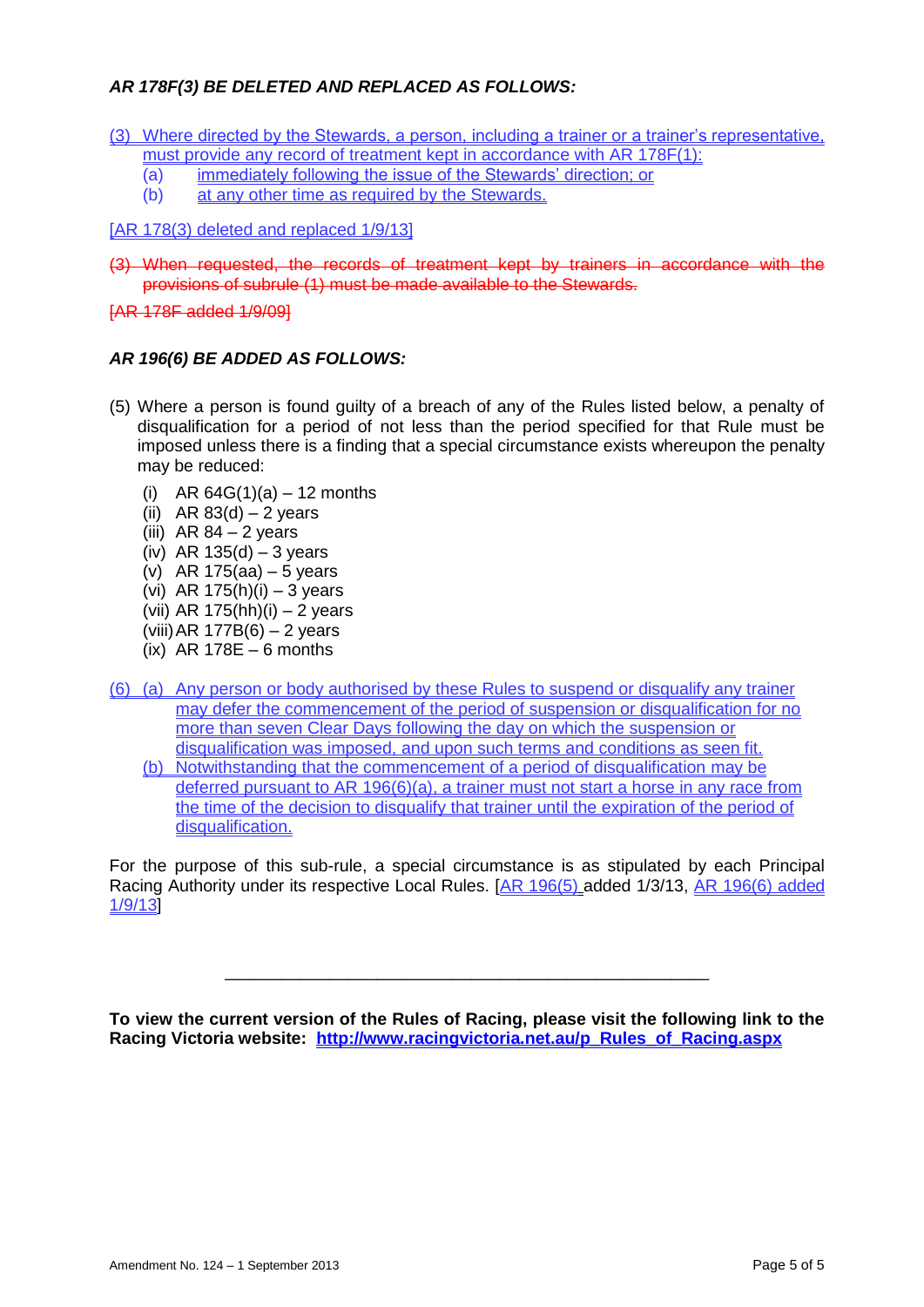***AR 178F(3) BE DELETED AND REPLACED AS FOLLOWS:***

(3) Where directed by the Stewards, a person, including a trainer or a trainer's representative, must provide any record of treatment kept in accordance with AR 178F(1):

(a) immediately following the issue of the Stewards' direction; or

(b) at any other time as required by the Stewards.

[AR 178(3) deleted and replaced 1/9/13]

~~(3) When requested, the records of treatment kept by trainers in accordance with the provisions of subrule (1) must be made available to the Stewards.~~

~~[AR 178F added 1/9/09]~~

***AR 196(6) BE ADDED AS FOLLOWS:***

(5) Where a person is found guilty of a breach of any of the Rules listed below, a penalty of disqualification for a period of not less than the period specified for that Rule must be imposed unless there is a finding that a special circumstance exists whereupon the penalty may be reduced:

(i) AR 64G(1)(a) – 12 months
(ii) AR 83(d) – 2 years
(iii) AR 84 – 2 years
(iv) AR 135(d) – 3 years
(v) AR 175(aa) – 5 years
(vi) AR 175(h)(i) – 3 years
(vii) AR 175(hh)(i) – 2 years
(viii) AR 177B(6) – 2 years
(ix) AR 178E – 6 months

(6) (a) Any person or body authorised by these Rules to suspend or disqualify any trainer may defer the commencement of the period of suspension or disqualification for no more than seven Clear Days following the day on which the suspension or disqualification was imposed, and upon such terms and conditions as seen fit.

(b) Notwithstanding that the commencement of a period of disqualification may be deferred pursuant to AR 196(6)(a), a trainer must not start a horse in any race from the time of the decision to disqualify that trainer until the expiration of the period of disqualification.

For the purpose of this sub-rule, a special circumstance is as stipulated by each Principal Racing Authority under its respective Local Rules. [AR 196(5) added 1/3/13, AR 196(6) added 1/9/13]

---

**To view the current version of the Rules of Racing, please visit the following link to the Racing Victoria website: http://www.racingvictoria.net.au/p_Rules_of_Racing.aspx**